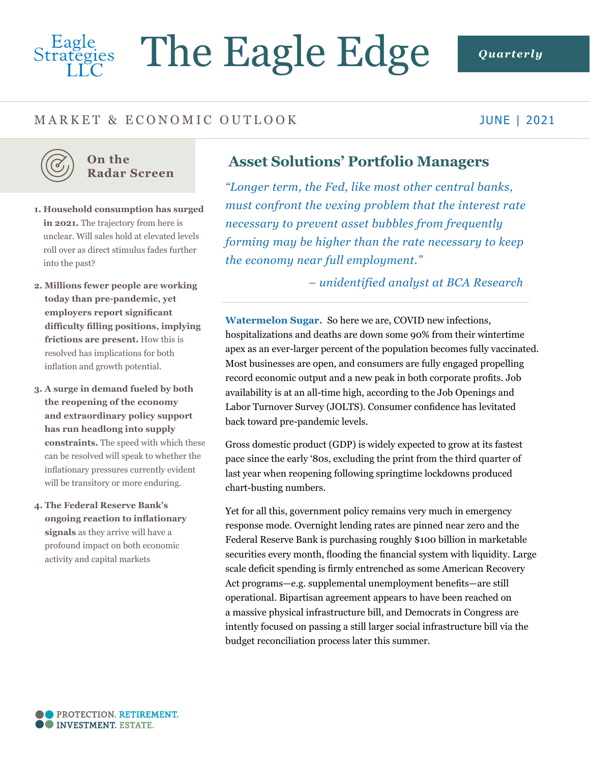Eagle Strategies LLC

# The Eagle Edge

**Quarterly**

MARKET & ECONOMIC OUTLOOK

JUNE | 2021

## On the Radar Screen

1. **Household consumption has surged in 2021.** The trajectory from here is unclear. Will sales hold at elevated levels roll over as direct stimulus fades further into the past?
2. **Millions fewer people are working today than pre-pandemic, yet employers report significant difficulty filling positions, implying frictions are present.** How this is resolved has implications for both inflation and growth potential.
3. **A surge in demand fueled by both the reopening of the economy and extraordinary policy support has run headlong into supply constraints.** The speed with which these can be resolved will speak to whether the inflationary pressures currently evident will be transitory or more enduring.
4. **The Federal Reserve Bank's ongoing reaction to inflationary signals** as they arrive will have a profound impact on both economic activity and capital markets

## Asset Solutions' Portfolio Managers

*"Longer term, the Fed, like most other central banks, must confront the vexing problem that the interest rate necessary to prevent asset bubbles from frequently forming may be higher than the rate necessary to keep the economy near full employment."*

*– unidentified analyst at BCA Research*

**Watermelon Sugar.** So here we are, COVID new infections, hospitalizations and deaths are down some 90% from their wintertime apex as an ever-larger percent of the population becomes fully vaccinated. Most businesses are open, and consumers are fully engaged propelling record economic output and a new peak in both corporate profits. Job availability is at an all-time high, according to the Job Openings and Labor Turnover Survey (JOLTS). Consumer confidence has levitated back toward pre-pandemic levels.

Gross domestic product (GDP) is widely expected to grow at its fastest pace since the early '80s, excluding the print from the third quarter of last year when reopening following springtime lockdowns produced chart-busting numbers.

Yet for all this, government policy remains very much in emergency response mode. Overnight lending rates are pinned near zero and the Federal Reserve Bank is purchasing roughly $100 billion in marketable securities every month, flooding the financial system with liquidity. Large scale deficit spending is firmly entrenched as some American Recovery Act programs—e.g. supplemental unemployment benefits—are still operational. Bipartisan agreement appears to have been reached on a massive physical infrastructure bill, and Democrats in Congress are intently focused on passing a still larger social infrastructure bill via the budget reconciliation process later this summer.

PROTECTION. RETIREMENT. INVESTMENT. ESTATE.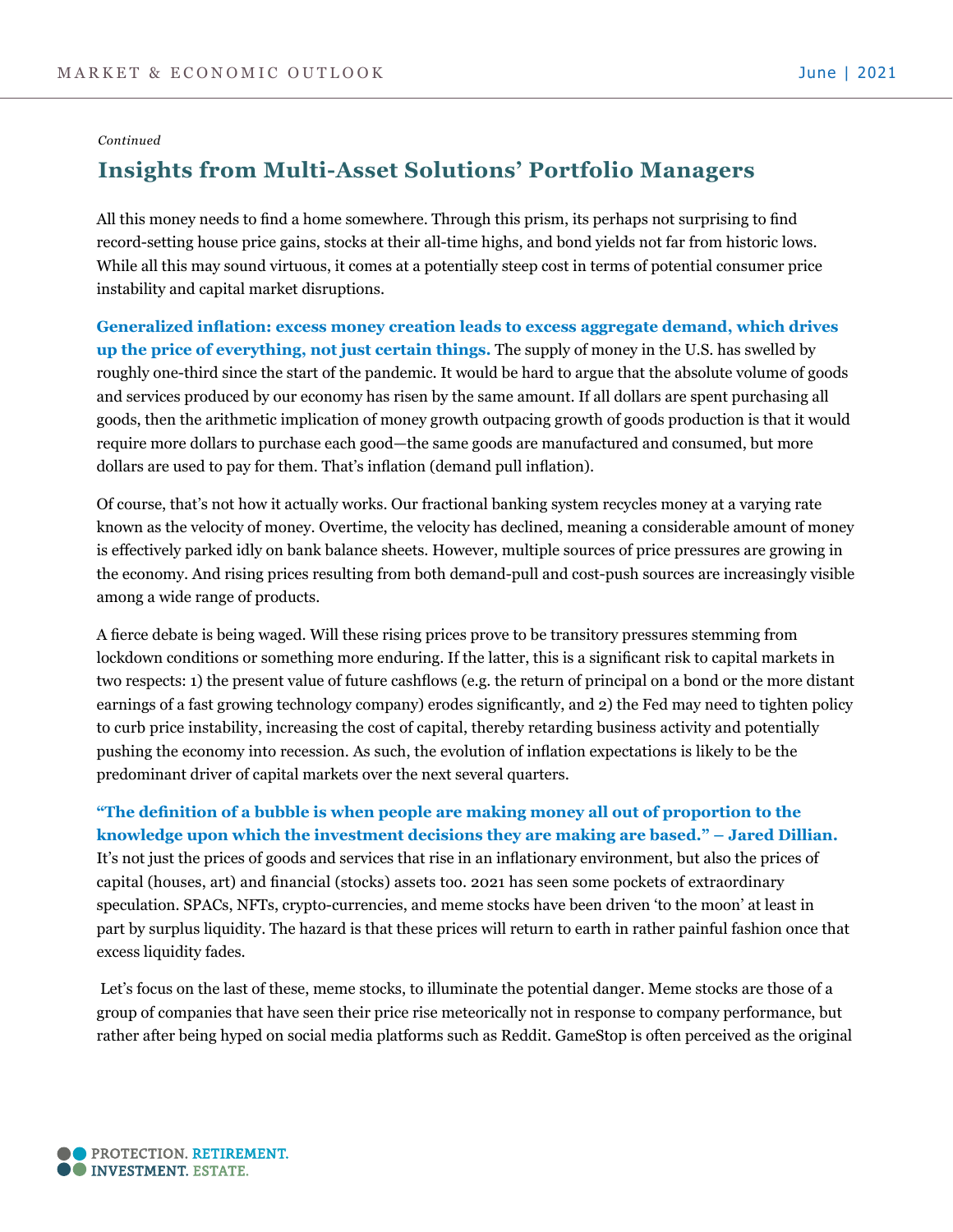*Continued*

## Insights from Multi-Asset Solutions' Portfolio Managers

All this money needs to find a home somewhere. Through this prism, its perhaps not surprising to find record-setting house price gains, stocks at their all-time highs, and bond yields not far from historic lows. While all this may sound virtuous, it comes at a potentially steep cost in terms of potential consumer price instability and capital market disruptions.

**Generalized inflation: excess money creation leads to excess aggregate demand, which drives up the price of everything, not just certain things.** The supply of money in the U.S. has swelled by roughly one-third since the start of the pandemic. It would be hard to argue that the absolute volume of goods and services produced by our economy has risen by the same amount. If all dollars are spent purchasing all goods, then the arithmetic implication of money growth outpacing growth of goods production is that it would require more dollars to purchase each good—the same goods are manufactured and consumed, but more dollars are used to pay for them. That's inflation (demand pull inflation).

Of course, that's not how it actually works. Our fractional banking system recycles money at a varying rate known as the velocity of money. Overtime, the velocity has declined, meaning a considerable amount of money is effectively parked idly on bank balance sheets. However, multiple sources of price pressures are growing in the economy. And rising prices resulting from both demand-pull and cost-push sources are increasingly visible among a wide range of products.

A fierce debate is being waged. Will these rising prices prove to be transitory pressures stemming from lockdown conditions or something more enduring. If the latter, this is a significant risk to capital markets in two respects: 1) the present value of future cashflows (e.g. the return of principal on a bond or the more distant earnings of a fast growing technology company) erodes significantly, and 2) the Fed may need to tighten policy to curb price instability, increasing the cost of capital, thereby retarding business activity and potentially pushing the economy into recession. As such, the evolution of inflation expectations is likely to be the predominant driver of capital markets over the next several quarters.

**"The definition of a bubble is when people are making money all out of proportion to the knowledge upon which the investment decisions they are making are based." – Jared Dillian.** It's not just the prices of goods and services that rise in an inflationary environment, but also the prices of capital (houses, art) and financial (stocks) assets too. 2021 has seen some pockets of extraordinary speculation. SPACs, NFTs, crypto-currencies, and meme stocks have been driven 'to the moon' at least in part by surplus liquidity. The hazard is that these prices will return to earth in rather painful fashion once that excess liquidity fades.

Let's focus on the last of these, meme stocks, to illuminate the potential danger. Meme stocks are those of a group of companies that have seen their price rise meteorically not in response to company performance, but rather after being hyped on social media platforms such as Reddit. GameStop is often perceived as the original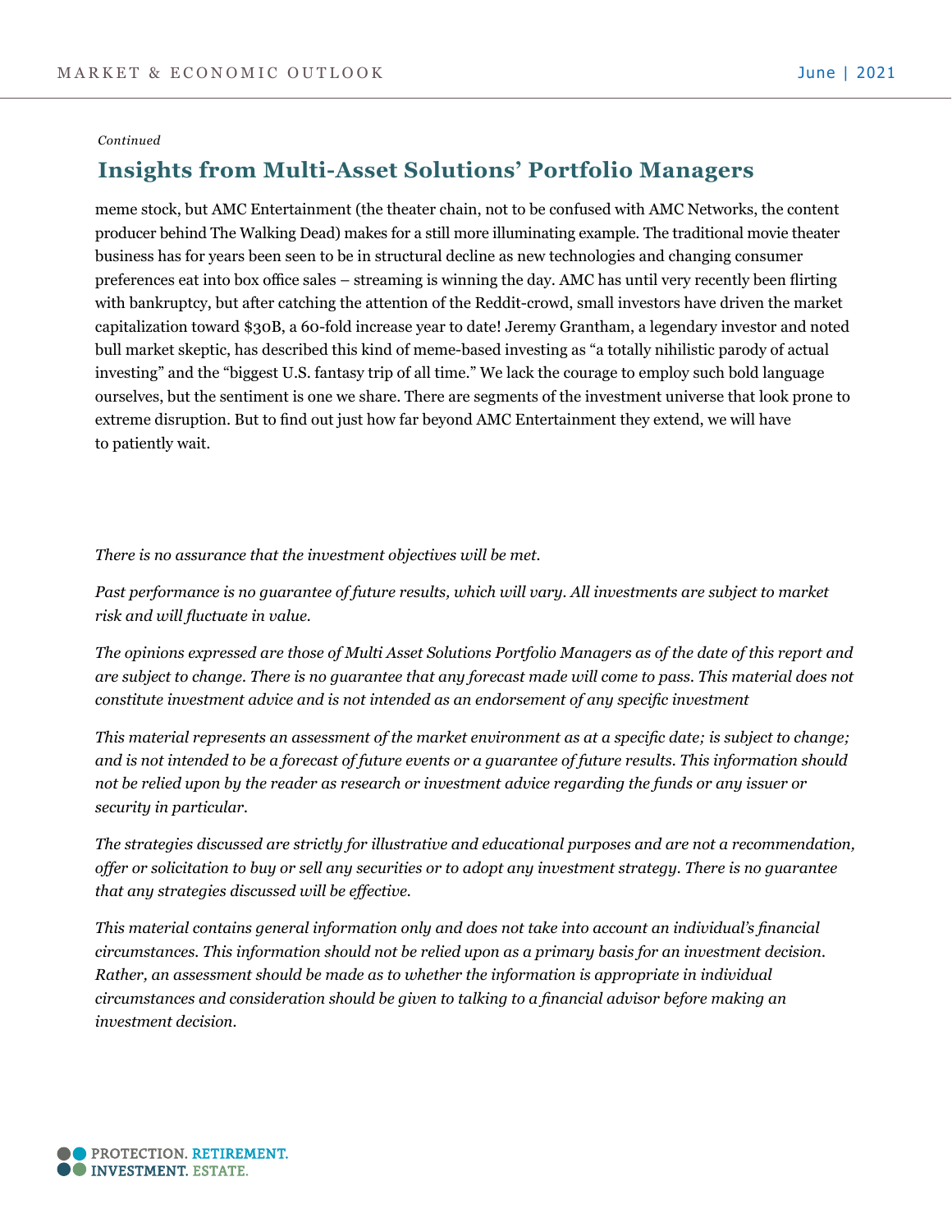*Continued*

## Insights from Multi-Asset Solutions' Portfolio Managers

meme stock, but AMC Entertainment (the theater chain, not to be confused with AMC Networks, the content producer behind The Walking Dead) makes for a still more illuminating example. The traditional movie theater business has for years been seen to be in structural decline as new technologies and changing consumer preferences eat into box office sales – streaming is winning the day. AMC has until very recently been flirting with bankruptcy, but after catching the attention of the Reddit-crowd, small investors have driven the market capitalization toward $30B, a 60-fold increase year to date! Jeremy Grantham, a legendary investor and noted bull market skeptic, has described this kind of meme-based investing as "a totally nihilistic parody of actual investing" and the "biggest U.S. fantasy trip of all time." We lack the courage to employ such bold language ourselves, but the sentiment is one we share. There are segments of the investment universe that look prone to extreme disruption. But to find out just how far beyond AMC Entertainment they extend, we will have to patiently wait.

*There is no assurance that the investment objectives will be met.*

*Past performance is no guarantee of future results, which will vary. All investments are subject to market risk and will fluctuate in value.*

*The opinions expressed are those of Multi Asset Solutions Portfolio Managers as of the date of this report and are subject to change. There is no guarantee that any forecast made will come to pass. This material does not constitute investment advice and is not intended as an endorsement of any specific investment*

*This material represents an assessment of the market environment as at a specific date; is subject to change; and is not intended to be a forecast of future events or a guarantee of future results. This information should not be relied upon by the reader as research or investment advice regarding the funds or any issuer or security in particular.*

*The strategies discussed are strictly for illustrative and educational purposes and are not a recommendation, offer or solicitation to buy or sell any securities or to adopt any investment strategy. There is no guarantee that any strategies discussed will be effective.*

*This material contains general information only and does not take into account an individual's financial circumstances. This information should not be relied upon as a primary basis for an investment decision. Rather, an assessment should be made as to whether the information is appropriate in individual circumstances and consideration should be given to talking to a financial advisor before making an investment decision.*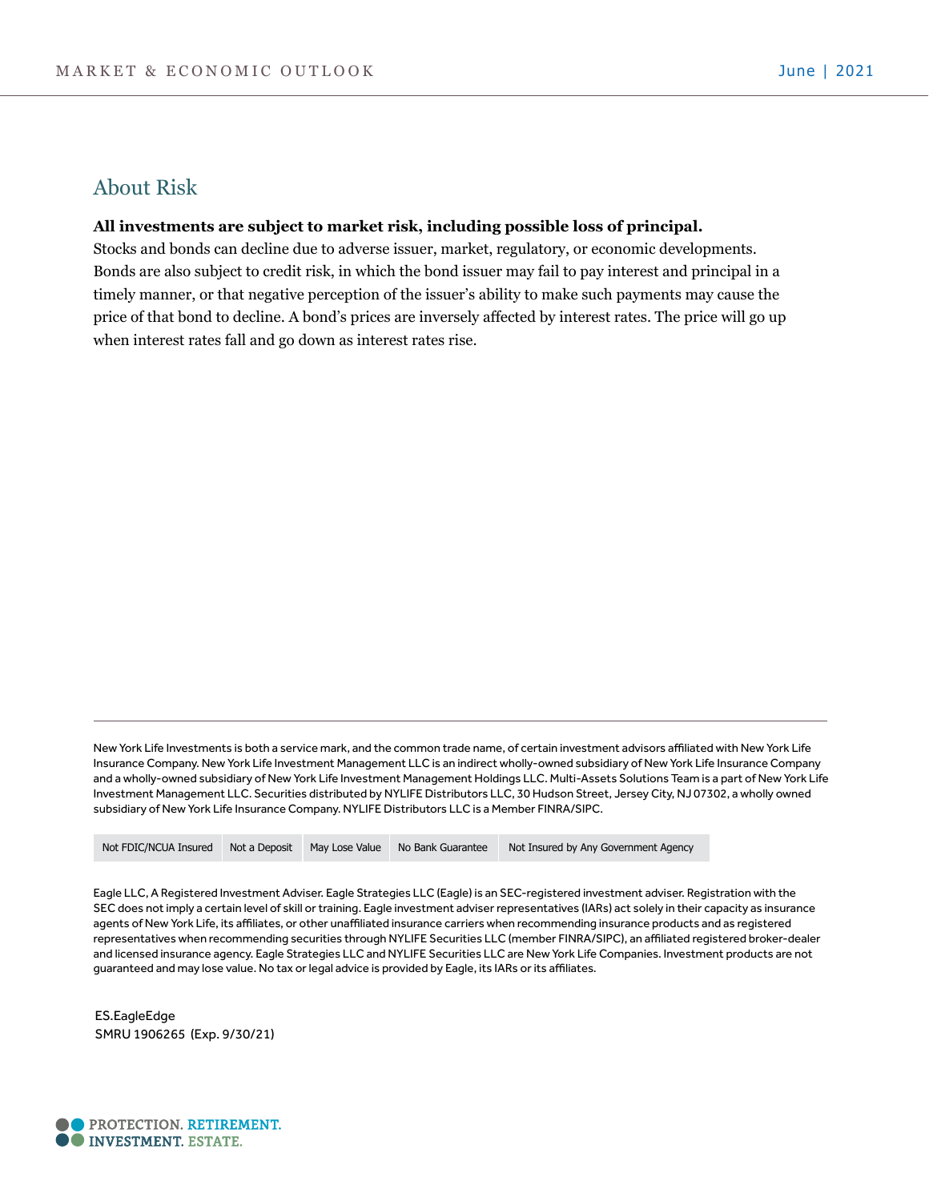## About Risk

**All investments are subject to market risk, including possible loss of principal.**
Stocks and bonds can decline due to adverse issuer, market, regulatory, or economic developments. Bonds are also subject to credit risk, in which the bond issuer may fail to pay interest and principal in a timely manner, or that negative perception of the issuer's ability to make such payments may cause the price of that bond to decline. A bond's prices are inversely affected by interest rates. The price will go up when interest rates fall and go down as interest rates rise.

---

New York Life Investments is both a service mark, and the common trade name, of certain investment advisors affiliated with New York Life Insurance Company. New York Life Investment Management LLC is an indirect wholly-owned subsidiary of New York Life Insurance Company and a wholly-owned subsidiary of New York Life Investment Management Holdings LLC. Multi-Assets Solutions Team is a part of New York Life Investment Management LLC. Securities distributed by NYLIFE Distributors LLC, 30 Hudson Street, Jersey City, NJ 07302, a wholly owned subsidiary of New York Life Insurance Company. NYLIFE Distributors LLC is a Member FINRA/SIPC.

| Not FDIC/NCUA Insured | Not a Deposit | May Lose Value | No Bank Guarantee | Not Insured by Any Government Agency |
| --- | --- | --- | --- | --- |

Eagle LLC, A Registered Investment Adviser. Eagle Strategies LLC (Eagle) is an SEC-registered investment adviser. Registration with the SEC does not imply a certain level of skill or training. Eagle investment adviser representatives (IARs) act solely in their capacity as insurance agents of New York Life, its affiliates, or other unaffiliated insurance carriers when recommending insurance products and as registered representatives when recommending securities through NYLIFE Securities LLC (member FINRA/SIPC), an affiliated registered broker-dealer and licensed insurance agency. Eagle Strategies LLC and NYLIFE Securities LLC are New York Life Companies. Investment products are not guaranteed and may lose value. No tax or legal advice is provided by Eagle, its IARs or its affiliates.

ES.EagleEdge
SMRU 1906265 (Exp. 9/30/21)

PROTECTION. RETIREMENT.
INVESTMENT. ESTATE.